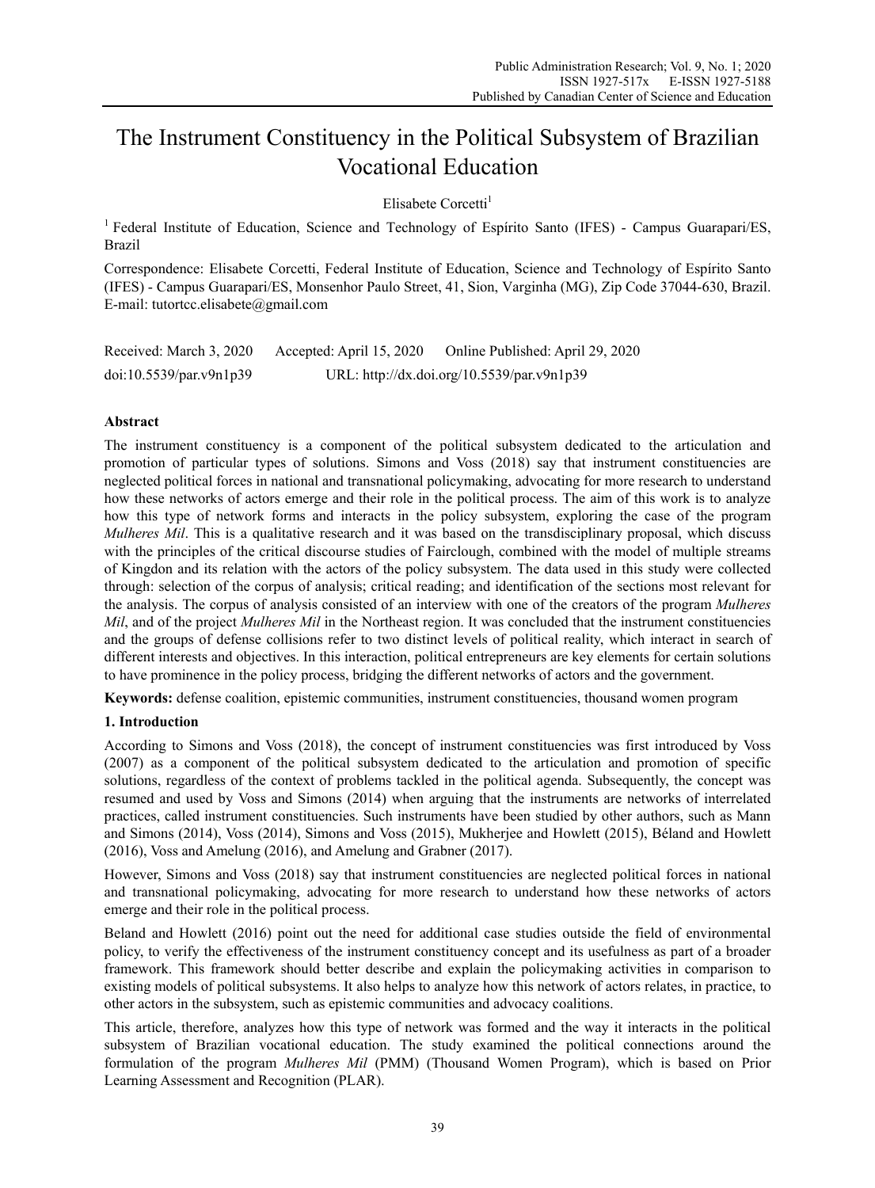# The Instrument Constituency in the Political Subsystem of Brazilian Vocational Education

Elisabete Corcetti[1]

[1] Federal Institute of Education, Science and Technology of Espírito Santo (IFES) - Campus Guarapari/ES, Brazil

Correspondence: Elisabete Corcetti, Federal Institute of Education, Science and Technology of Espírito Santo (IFES) - Campus Guarapari/ES, Monsenhor Paulo Street, 41, Sion, Varginha (MG), Zip Code 37044-630, Brazil. E-mail: tutortcc.elisabete@gmail.com

Received: March 3, 2020 Accepted: April 15, 2020 Online Published: April 29, 2020

doi:10.5539/par.v9n1p39 URL: http://dx.doi.org/10.5539/par.v9n1p39

## Abstract

The instrument constituency is a component of the political subsystem dedicated to the articulation and promotion of particular types of solutions. Simons and Voss (2018) say that instrument constituencies are neglected political forces in national and transnational policymaking, advocating for more research to understand how these networks of actors emerge and their role in the political process. The aim of this work is to analyze how this type of network forms and interacts in the policy subsystem, exploring the case of the program *Mulheres Mil*. This is a qualitative research and it was based on the transdisciplinary proposal, which discuss with the principles of the critical discourse studies of Fairclough, combined with the model of multiple streams of Kingdon and its relation with the actors of the policy subsystem. The data used in this study were collected through: selection of the corpus of analysis; critical reading; and identification of the sections most relevant for the analysis. The corpus of analysis consisted of an interview with one of the creators of the program *Mulheres Mil*, and of the project *Mulheres Mil* in the Northeast region. It was concluded that the instrument constituencies and the groups of defense collisions refer to two distinct levels of political reality, which interact in search of different interests and objectives. In this interaction, political entrepreneurs are key elements for certain solutions to have prominence in the policy process, bridging the different networks of actors and the government.

**Keywords:** defense coalition, epistemic communities, instrument constituencies, thousand women program

## 1. Introduction

According to Simons and Voss (2018), the concept of instrument constituencies was first introduced by Voss (2007) as a component of the political subsystem dedicated to the articulation and promotion of specific solutions, regardless of the context of problems tackled in the political agenda. Subsequently, the concept was resumed and used by Voss and Simons (2014) when arguing that the instruments are networks of interrelated practices, called instrument constituencies. Such instruments have been studied by other authors, such as Mann and Simons (2014), Voss (2014), Simons and Voss (2015), Mukherjee and Howlett (2015), Béland and Howlett (2016), Voss and Amelung (2016), and Amelung and Grabner (2017).

However, Simons and Voss (2018) say that instrument constituencies are neglected political forces in national and transnational policymaking, advocating for more research to understand how these networks of actors emerge and their role in the political process.

Beland and Howlett (2016) point out the need for additional case studies outside the field of environmental policy, to verify the effectiveness of the instrument constituency concept and its usefulness as part of a broader framework. This framework should better describe and explain the policymaking activities in comparison to existing models of political subsystems. It also helps to analyze how this network of actors relates, in practice, to other actors in the subsystem, such as epistemic communities and advocacy coalitions.

This article, therefore, analyzes how this type of network was formed and the way it interacts in the political subsystem of Brazilian vocational education. The study examined the political connections around the formulation of the program *Mulheres Mil* (PMM) (Thousand Women Program), which is based on Prior Learning Assessment and Recognition (PLAR).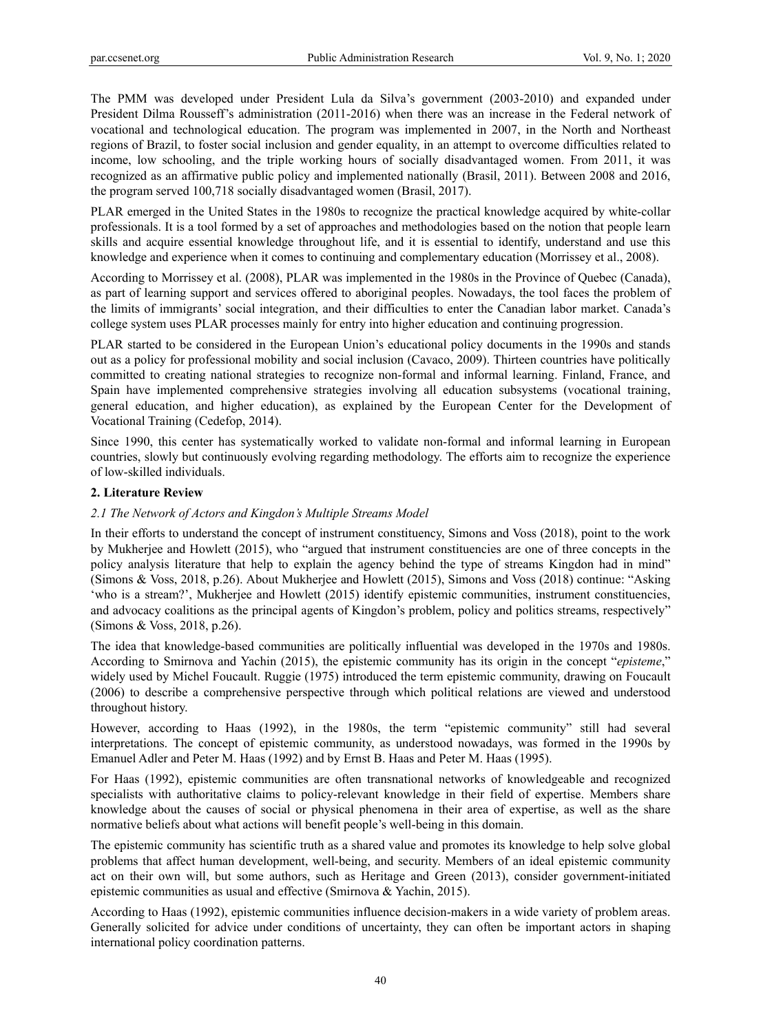The PMM was developed under President Lula da Silva's government (2003-2010) and expanded under President Dilma Rousseff's administration (2011-2016) when there was an increase in the Federal network of vocational and technological education. The program was implemented in 2007, in the North and Northeast regions of Brazil, to foster social inclusion and gender equality, in an attempt to overcome difficulties related to income, low schooling, and the triple working hours of socially disadvantaged women. From 2011, it was recognized as an affirmative public policy and implemented nationally (Brasil, 2011). Between 2008 and 2016, the program served 100,718 socially disadvantaged women (Brasil, 2017).

PLAR emerged in the United States in the 1980s to recognize the practical knowledge acquired by white-collar professionals. It is a tool formed by a set of approaches and methodologies based on the notion that people learn skills and acquire essential knowledge throughout life, and it is essential to identify, understand and use this knowledge and experience when it comes to continuing and complementary education (Morrissey et al., 2008).

According to Morrissey et al. (2008), PLAR was implemented in the 1980s in the Province of Quebec (Canada), as part of learning support and services offered to aboriginal peoples. Nowadays, the tool faces the problem of the limits of immigrants' social integration, and their difficulties to enter the Canadian labor market. Canada's college system uses PLAR processes mainly for entry into higher education and continuing progression.

PLAR started to be considered in the European Union's educational policy documents in the 1990s and stands out as a policy for professional mobility and social inclusion (Cavaco, 2009). Thirteen countries have politically committed to creating national strategies to recognize non-formal and informal learning. Finland, France, and Spain have implemented comprehensive strategies involving all education subsystems (vocational training, general education, and higher education), as explained by the European Center for the Development of Vocational Training (Cedefop, 2014).

Since 1990, this center has systematically worked to validate non-formal and informal learning in European countries, slowly but continuously evolving regarding methodology. The efforts aim to recognize the experience of low-skilled individuals.

## 2. Literature Review

### *2.1 The Network of Actors and Kingdon's Multiple Streams Model*

In their efforts to understand the concept of instrument constituency, Simons and Voss (2018), point to the work by Mukherjee and Howlett (2015), who "argued that instrument constituencies are one of three concepts in the policy analysis literature that help to explain the agency behind the type of streams Kingdon had in mind" (Simons & Voss, 2018, p.26). About Mukherjee and Howlett (2015), Simons and Voss (2018) continue: "Asking 'who is a stream?', Mukherjee and Howlett (2015) identify epistemic communities, instrument constituencies, and advocacy coalitions as the principal agents of Kingdon's problem, policy and politics streams, respectively" (Simons & Voss, 2018, p.26).

The idea that knowledge-based communities are politically influential was developed in the 1970s and 1980s. According to Smirnova and Yachin (2015), the epistemic community has its origin in the concept "*episteme*," widely used by Michel Foucault. Ruggie (1975) introduced the term epistemic community, drawing on Foucault (2006) to describe a comprehensive perspective through which political relations are viewed and understood throughout history.

However, according to Haas (1992), in the 1980s, the term "epistemic community" still had several interpretations. The concept of epistemic community, as understood nowadays, was formed in the 1990s by Emanuel Adler and Peter M. Haas (1992) and by Ernst B. Haas and Peter M. Haas (1995).

For Haas (1992), epistemic communities are often transnational networks of knowledgeable and recognized specialists with authoritative claims to policy-relevant knowledge in their field of expertise. Members share knowledge about the causes of social or physical phenomena in their area of expertise, as well as the share normative beliefs about what actions will benefit people's well-being in this domain.

The epistemic community has scientific truth as a shared value and promotes its knowledge to help solve global problems that affect human development, well-being, and security. Members of an ideal epistemic community act on their own will, but some authors, such as Heritage and Green (2013), consider government-initiated epistemic communities as usual and effective (Smirnova & Yachin, 2015).

According to Haas (1992), epistemic communities influence decision-makers in a wide variety of problem areas. Generally solicited for advice under conditions of uncertainty, they can often be important actors in shaping international policy coordination patterns.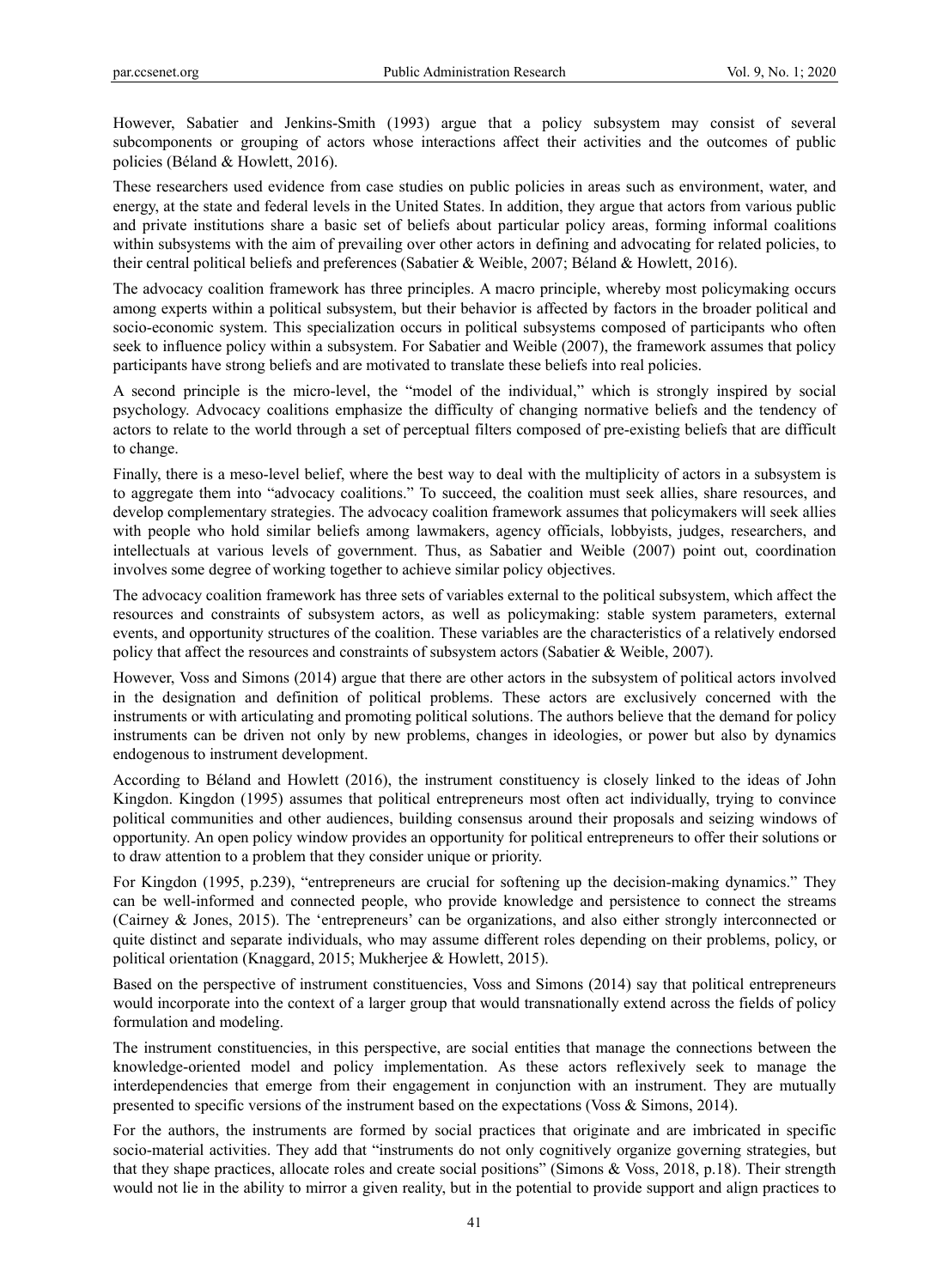However, Sabatier and Jenkins-Smith (1993) argue that a policy subsystem may consist of several subcomponents or grouping of actors whose interactions affect their activities and the outcomes of public policies (Béland & Howlett, 2016).

These researchers used evidence from case studies on public policies in areas such as environment, water, and energy, at the state and federal levels in the United States. In addition, they argue that actors from various public and private institutions share a basic set of beliefs about particular policy areas, forming informal coalitions within subsystems with the aim of prevailing over other actors in defining and advocating for related policies, to their central political beliefs and preferences (Sabatier & Weible, 2007; Béland & Howlett, 2016).

The advocacy coalition framework has three principles. A macro principle, whereby most policymaking occurs among experts within a political subsystem, but their behavior is affected by factors in the broader political and socio-economic system. This specialization occurs in political subsystems composed of participants who often seek to influence policy within a subsystem. For Sabatier and Weible (2007), the framework assumes that policy participants have strong beliefs and are motivated to translate these beliefs into real policies.

A second principle is the micro-level, the "model of the individual," which is strongly inspired by social psychology. Advocacy coalitions emphasize the difficulty of changing normative beliefs and the tendency of actors to relate to the world through a set of perceptual filters composed of pre-existing beliefs that are difficult to change.

Finally, there is a meso-level belief, where the best way to deal with the multiplicity of actors in a subsystem is to aggregate them into "advocacy coalitions." To succeed, the coalition must seek allies, share resources, and develop complementary strategies. The advocacy coalition framework assumes that policymakers will seek allies with people who hold similar beliefs among lawmakers, agency officials, lobbyists, judges, researchers, and intellectuals at various levels of government. Thus, as Sabatier and Weible (2007) point out, coordination involves some degree of working together to achieve similar policy objectives.

The advocacy coalition framework has three sets of variables external to the political subsystem, which affect the resources and constraints of subsystem actors, as well as policymaking: stable system parameters, external events, and opportunity structures of the coalition. These variables are the characteristics of a relatively endorsed policy that affect the resources and constraints of subsystem actors (Sabatier & Weible, 2007).

However, Voss and Simons (2014) argue that there are other actors in the subsystem of political actors involved in the designation and definition of political problems. These actors are exclusively concerned with the instruments or with articulating and promoting political solutions. The authors believe that the demand for policy instruments can be driven not only by new problems, changes in ideologies, or power but also by dynamics endogenous to instrument development.

According to Béland and Howlett (2016), the instrument constituency is closely linked to the ideas of John Kingdon. Kingdon (1995) assumes that political entrepreneurs most often act individually, trying to convince political communities and other audiences, building consensus around their proposals and seizing windows of opportunity. An open policy window provides an opportunity for political entrepreneurs to offer their solutions or to draw attention to a problem that they consider unique or priority.

For Kingdon (1995, p.239), "entrepreneurs are crucial for softening up the decision-making dynamics." They can be well-informed and connected people, who provide knowledge and persistence to connect the streams (Cairney & Jones, 2015). The 'entrepreneurs' can be organizations, and also either strongly interconnected or quite distinct and separate individuals, who may assume different roles depending on their problems, policy, or political orientation (Knaggard, 2015; Mukherjee & Howlett, 2015).

Based on the perspective of instrument constituencies, Voss and Simons (2014) say that political entrepreneurs would incorporate into the context of a larger group that would transnationally extend across the fields of policy formulation and modeling.

The instrument constituencies, in this perspective, are social entities that manage the connections between the knowledge-oriented model and policy implementation. As these actors reflexively seek to manage the interdependencies that emerge from their engagement in conjunction with an instrument. They are mutually presented to specific versions of the instrument based on the expectations (Voss & Simons, 2014).

For the authors, the instruments are formed by social practices that originate and are imbricated in specific socio-material activities. They add that "instruments do not only cognitively organize governing strategies, but that they shape practices, allocate roles and create social positions" (Simons & Voss, 2018, p.18). Their strength would not lie in the ability to mirror a given reality, but in the potential to provide support and align practices to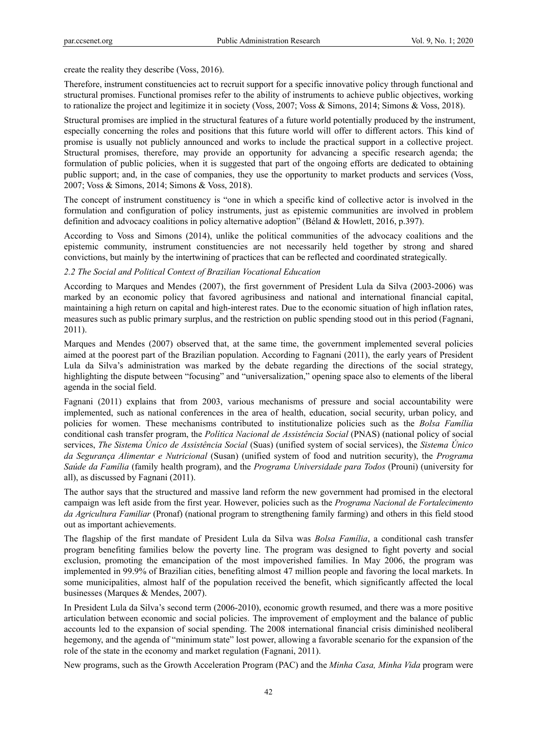create the reality they describe (Voss, 2016).

Therefore, instrument constituencies act to recruit support for a specific innovative policy through functional and structural promises. Functional promises refer to the ability of instruments to achieve public objectives, working to rationalize the project and legitimize it in society (Voss, 2007; Voss & Simons, 2014; Simons & Voss, 2018).

Structural promises are implied in the structural features of a future world potentially produced by the instrument, especially concerning the roles and positions that this future world will offer to different actors. This kind of promise is usually not publicly announced and works to include the practical support in a collective project. Structural promises, therefore, may provide an opportunity for advancing a specific research agenda; the formulation of public policies, when it is suggested that part of the ongoing efforts are dedicated to obtaining public support; and, in the case of companies, they use the opportunity to market products and services (Voss, 2007; Voss & Simons, 2014; Simons & Voss, 2018).

The concept of instrument constituency is "one in which a specific kind of collective actor is involved in the formulation and configuration of policy instruments, just as epistemic communities are involved in problem definition and advocacy coalitions in policy alternative adoption" (Béland & Howlett, 2016, p.397).

According to Voss and Simons (2014), unlike the political communities of the advocacy coalitions and the epistemic community, instrument constituencies are not necessarily held together by strong and shared convictions, but mainly by the intertwining of practices that can be reflected and coordinated strategically.

### *2.2 The Social and Political Context of Brazilian Vocational Education*

According to Marques and Mendes (2007), the first government of President Lula da Silva (2003-2006) was marked by an economic policy that favored agribusiness and national and international financial capital, maintaining a high return on capital and high-interest rates. Due to the economic situation of high inflation rates, measures such as public primary surplus, and the restriction on public spending stood out in this period (Fagnani, 2011).

Marques and Mendes (2007) observed that, at the same time, the government implemented several policies aimed at the poorest part of the Brazilian population. According to Fagnani (2011), the early years of President Lula da Silva's administration was marked by the debate regarding the directions of the social strategy, highlighting the dispute between "focusing" and "universalization," opening space also to elements of the liberal agenda in the social field.

Fagnani (2011) explains that from 2003, various mechanisms of pressure and social accountability were implemented, such as national conferences in the area of health, education, social security, urban policy, and policies for women. These mechanisms contributed to institutionalize policies such as the *Bolsa Família* conditional cash transfer program, the *Política Nacional de Assistência Social* (PNAS) (national policy of social services, *The Sistema Único de Assistência Social* (Suas) (unified system of social services), the *Sistema Único da Segurança Alimentar e Nutricional* (Susan) (unified system of food and nutrition security), the *Programa Saúde da Família* (family health program), and the *Programa Universidade para Todos* (Prouni) (university for all), as discussed by Fagnani (2011).

The author says that the structured and massive land reform the new government had promised in the electoral campaign was left aside from the first year. However, policies such as the *Programa Nacional de Fortalecimento da Agricultura Familiar* (Pronaf) (national program to strengthening family farming) and others in this field stood out as important achievements.

The flagship of the first mandate of President Lula da Silva was *Bolsa Família*, a conditional cash transfer program benefiting families below the poverty line. The program was designed to fight poverty and social exclusion, promoting the emancipation of the most impoverished families. In May 2006, the program was implemented in 99.9% of Brazilian cities, benefiting almost 47 million people and favoring the local markets. In some municipalities, almost half of the population received the benefit, which significantly affected the local businesses (Marques & Mendes, 2007).

In President Lula da Silva's second term (2006-2010), economic growth resumed, and there was a more positive articulation between economic and social policies. The improvement of employment and the balance of public accounts led to the expansion of social spending. The 2008 international financial crisis diminished neoliberal hegemony, and the agenda of "minimum state" lost power, allowing a favorable scenario for the expansion of the role of the state in the economy and market regulation (Fagnani, 2011).

New programs, such as the Growth Acceleration Program (PAC) and the *Minha Casa, Minha Vida* program were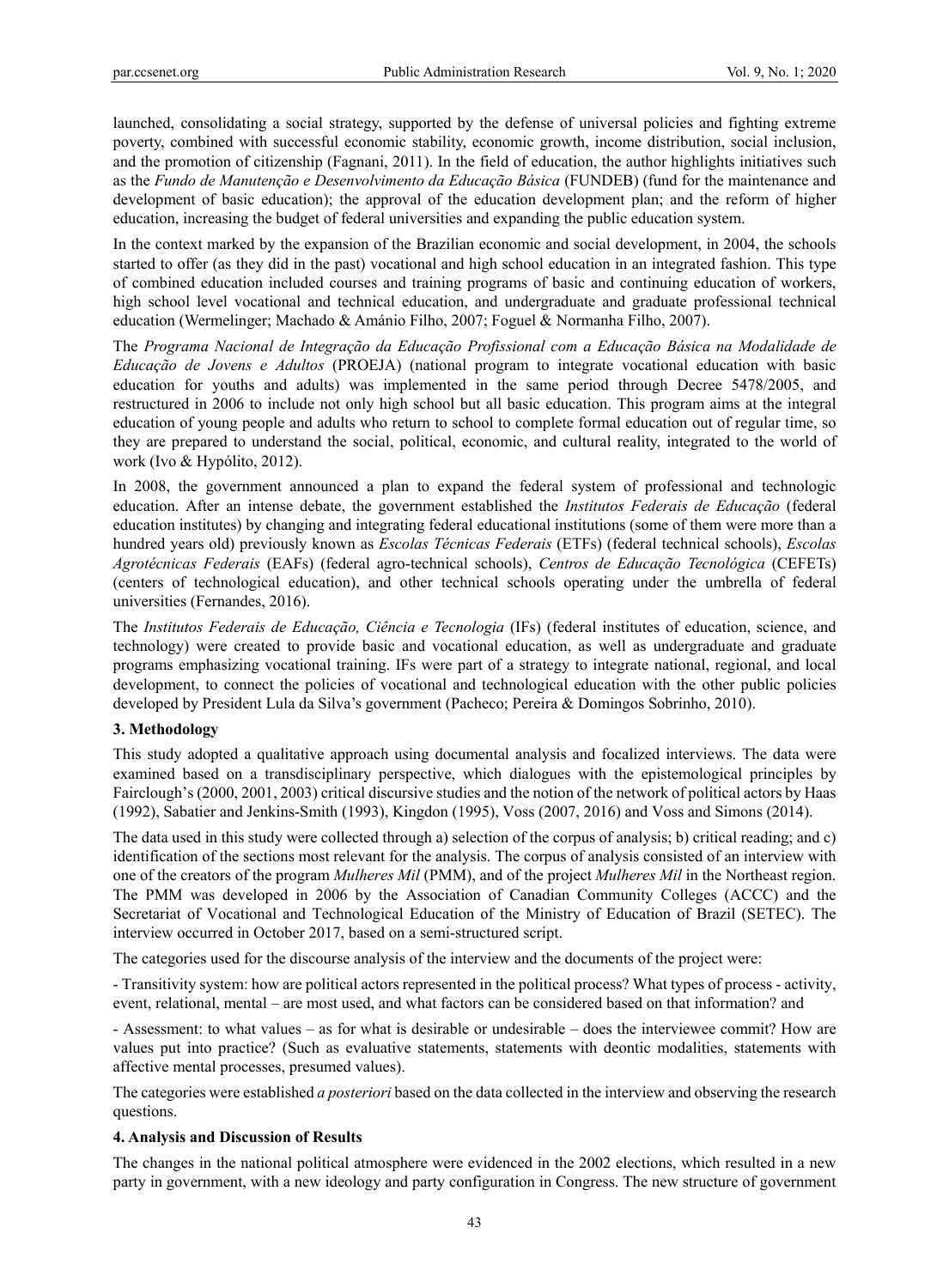launched, consolidating a social strategy, supported by the defense of universal policies and fighting extreme poverty, combined with successful economic stability, economic growth, income distribution, social inclusion, and the promotion of citizenship (Fagnani, 2011). In the field of education, the author highlights initiatives such as the *Fundo de Manutenção e Desenvolvimento da Educação Básica* (FUNDEB) (fund for the maintenance and development of basic education); the approval of the education development plan; and the reform of higher education, increasing the budget of federal universities and expanding the public education system.

In the context marked by the expansion of the Brazilian economic and social development, in 2004, the schools started to offer (as they did in the past) vocational and high school education in an integrated fashion. This type of combined education included courses and training programs of basic and continuing education of workers, high school level vocational and technical education, and undergraduate and graduate professional technical education (Wermelinger; Machado & Amânio Filho, 2007; Foguel & Normanha Filho, 2007).

The *Programa Nacional de Integração da Educação Profissional com a Educação Básica na Modalidade de Educação de Jovens e Adultos* (PROEJA) (national program to integrate vocational education with basic education for youths and adults) was implemented in the same period through Decree 5478/2005, and restructured in 2006 to include not only high school but all basic education. This program aims at the integral education of young people and adults who return to school to complete formal education out of regular time, so they are prepared to understand the social, political, economic, and cultural reality, integrated to the world of work (Ivo & Hypólito, 2012).

In 2008, the government announced a plan to expand the federal system of professional and technologic education. After an intense debate, the government established the *Institutos Federais de Educação* (federal education institutes) by changing and integrating federal educational institutions (some of them were more than a hundred years old) previously known as *Escolas Técnicas Federais* (ETFs) (federal technical schools), *Escolas Agrotécnicas Federais* (EAFs) (federal agro-technical schools), *Centros de Educação Tecnológica* (CEFETs) (centers of technological education), and other technical schools operating under the umbrella of federal universities (Fernandes, 2016).

The *Institutos Federais de Educação, Ciência e Tecnologia* (IFs) (federal institutes of education, science, and technology) were created to provide basic and vocational education, as well as undergraduate and graduate programs emphasizing vocational training. IFs were part of a strategy to integrate national, regional, and local development, to connect the policies of vocational and technological education with the other public policies developed by President Lula da Silva's government (Pacheco; Pereira & Domingos Sobrinho, 2010).

## 3. Methodology

This study adopted a qualitative approach using documental analysis and focalized interviews. The data were examined based on a transdisciplinary perspective, which dialogues with the epistemological principles by Fairclough's (2000, 2001, 2003) critical discursive studies and the notion of the network of political actors by Haas (1992), Sabatier and Jenkins-Smith (1993), Kingdon (1995), Voss (2007, 2016) and Voss and Simons (2014).

The data used in this study were collected through a) selection of the corpus of analysis; b) critical reading; and c) identification of the sections most relevant for the analysis. The corpus of analysis consisted of an interview with one of the creators of the program *Mulheres Mil* (PMM), and of the project *Mulheres Mil* in the Northeast region. The PMM was developed in 2006 by the Association of Canadian Community Colleges (ACCC) and the Secretariat of Vocational and Technological Education of the Ministry of Education of Brazil (SETEC). The interview occurred in October 2017, based on a semi-structured script.

The categories used for the discourse analysis of the interview and the documents of the project were:

- Transitivity system: how are political actors represented in the political process? What types of process - activity, event, relational, mental – are most used, and what factors can be considered based on that information? and

- Assessment: to what values – as for what is desirable or undesirable – does the interviewee commit? How are values put into practice? (Such as evaluative statements, statements with deontic modalities, statements with affective mental processes, presumed values).

The categories were established *a posteriori* based on the data collected in the interview and observing the research questions.

## 4. Analysis and Discussion of Results

The changes in the national political atmosphere were evidenced in the 2002 elections, which resulted in a new party in government, with a new ideology and party configuration in Congress. The new structure of government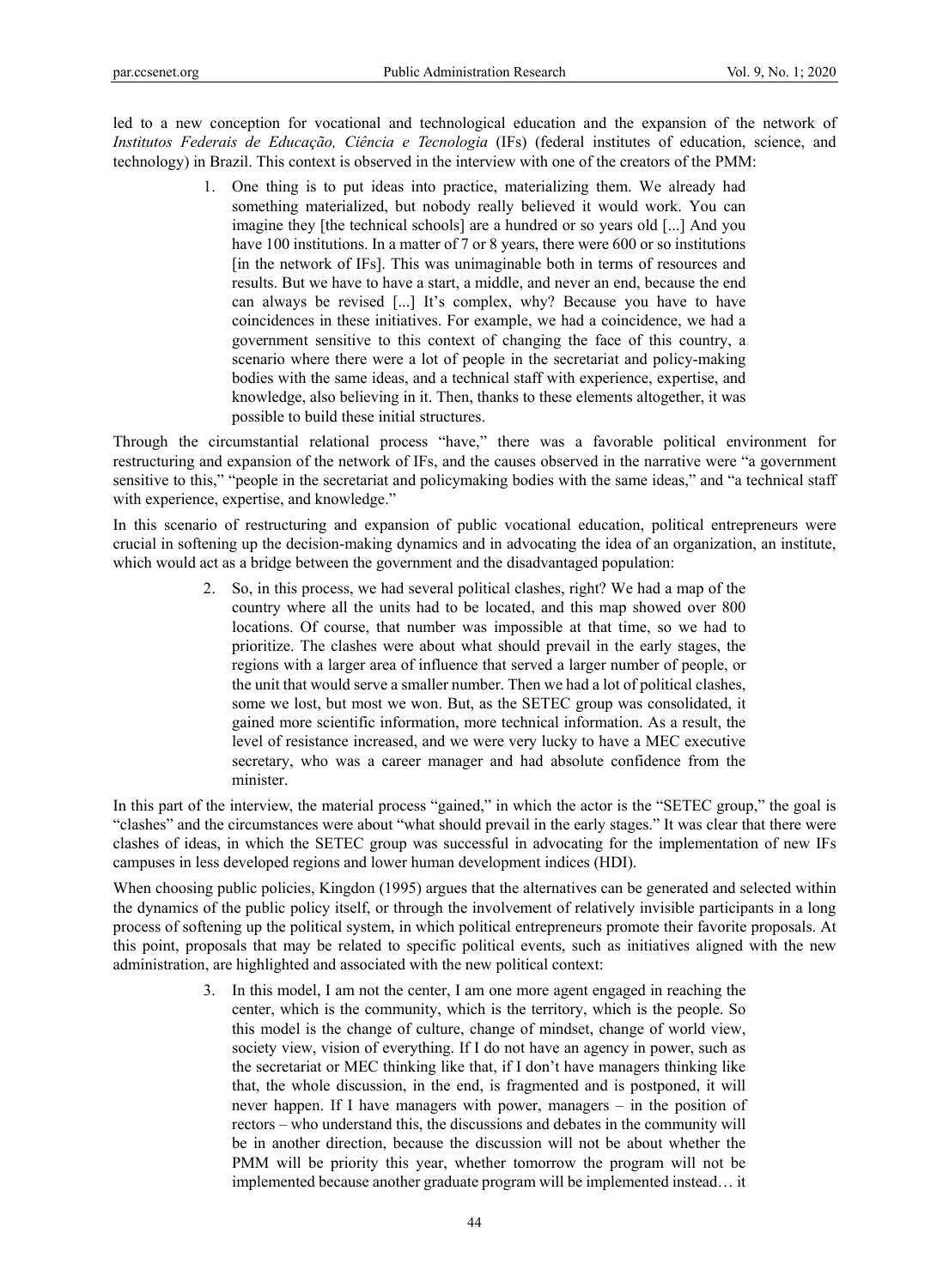led to a new conception for vocational and technological education and the expansion of the network of *Institutos Federais de Educação, Ciência e Tecnologia* (IFs) (federal institutes of education, science, and technology) in Brazil. This context is observed in the interview with one of the creators of the PMM:

> 1. One thing is to put ideas into practice, materializing them. We already had something materialized, but nobody really believed it would work. You can imagine they [the technical schools] are a hundred or so years old [...] And you have 100 institutions. In a matter of 7 or 8 years, there were 600 or so institutions [in the network of IFs]. This was unimaginable both in terms of resources and results. But we have to have a start, a middle, and never an end, because the end can always be revised [...] It's complex, why? Because you have to have coincidences in these initiatives. For example, we had a coincidence, we had a government sensitive to this context of changing the face of this country, a scenario where there were a lot of people in the secretariat and policy-making bodies with the same ideas, and a technical staff with experience, expertise, and knowledge, also believing in it. Then, thanks to these elements altogether, it was possible to build these initial structures.

Through the circumstantial relational process "have," there was a favorable political environment for restructuring and expansion of the network of IFs, and the causes observed in the narrative were "a government sensitive to this," "people in the secretariat and policymaking bodies with the same ideas," and "a technical staff with experience, expertise, and knowledge."

In this scenario of restructuring and expansion of public vocational education, political entrepreneurs were crucial in softening up the decision-making dynamics and in advocating the idea of an organization, an institute, which would act as a bridge between the government and the disadvantaged population:

> 2. So, in this process, we had several political clashes, right? We had a map of the country where all the units had to be located, and this map showed over 800 locations. Of course, that number was impossible at that time, so we had to prioritize. The clashes were about what should prevail in the early stages, the regions with a larger area of influence that served a larger number of people, or the unit that would serve a smaller number. Then we had a lot of political clashes, some we lost, but most we won. But, as the SETEC group was consolidated, it gained more scientific information, more technical information. As a result, the level of resistance increased, and we were very lucky to have a MEC executive secretary, who was a career manager and had absolute confidence from the minister.

In this part of the interview, the material process "gained," in which the actor is the "SETEC group," the goal is "clashes" and the circumstances were about "what should prevail in the early stages." It was clear that there were clashes of ideas, in which the SETEC group was successful in advocating for the implementation of new IFs campuses in less developed regions and lower human development indices (HDI).

When choosing public policies, Kingdon (1995) argues that the alternatives can be generated and selected within the dynamics of the public policy itself, or through the involvement of relatively invisible participants in a long process of softening up the political system, in which political entrepreneurs promote their favorite proposals. At this point, proposals that may be related to specific political events, such as initiatives aligned with the new administration, are highlighted and associated with the new political context:

> 3. In this model, I am not the center, I am one more agent engaged in reaching the center, which is the community, which is the territory, which is the people. So this model is the change of culture, change of mindset, change of world view, society view, vision of everything. If I do not have an agency in power, such as the secretariat or MEC thinking like that, if I don't have managers thinking like that, the whole discussion, in the end, is fragmented and is postponed, it will never happen. If I have managers with power, managers – in the position of rectors – who understand this, the discussions and debates in the community will be in another direction, because the discussion will not be about whether the PMM will be priority this year, whether tomorrow the program will not be implemented because another graduate program will be implemented instead… it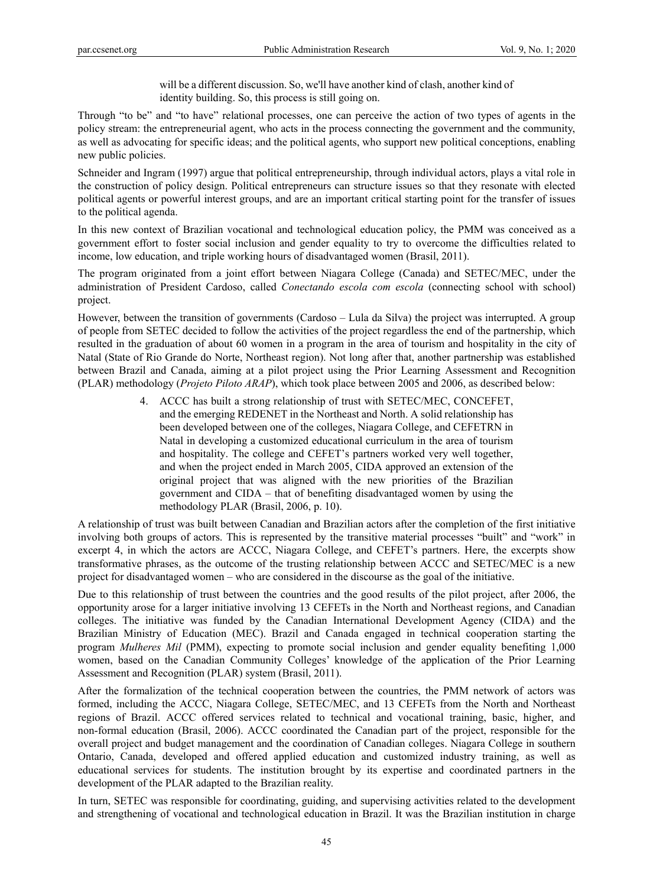> will be a different discussion. So, we'll have another kind of clash, another kind of identity building. So, this process is still going on.

Through "to be" and "to have" relational processes, one can perceive the action of two types of agents in the policy stream: the entrepreneurial agent, who acts in the process connecting the government and the community, as well as advocating for specific ideas; and the political agents, who support new political conceptions, enabling new public policies.

Schneider and Ingram (1997) argue that political entrepreneurship, through individual actors, plays a vital role in the construction of policy design. Political entrepreneurs can structure issues so that they resonate with elected political agents or powerful interest groups, and are an important critical starting point for the transfer of issues to the political agenda.

In this new context of Brazilian vocational and technological education policy, the PMM was conceived as a government effort to foster social inclusion and gender equality to try to overcome the difficulties related to income, low education, and triple working hours of disadvantaged women (Brasil, 2011).

The program originated from a joint effort between Niagara College (Canada) and SETEC/MEC, under the administration of President Cardoso, called *Conectando escola com escola* (connecting school with school) project.

However, between the transition of governments (Cardoso – Lula da Silva) the project was interrupted. A group of people from SETEC decided to follow the activities of the project regardless the end of the partnership, which resulted in the graduation of about 60 women in a program in the area of tourism and hospitality in the city of Natal (State of Rio Grande do Norte, Northeast region). Not long after that, another partnership was established between Brazil and Canada, aiming at a pilot project using the Prior Learning Assessment and Recognition (PLAR) methodology (*Projeto Piloto ARAP*), which took place between 2005 and 2006, as described below:

> 4. ACCC has built a strong relationship of trust with SETEC/MEC, CONCEFET, and the emerging REDENET in the Northeast and North. A solid relationship has been developed between one of the colleges, Niagara College, and CEFETRN in Natal in developing a customized educational curriculum in the area of tourism and hospitality. The college and CEFET's partners worked very well together, and when the project ended in March 2005, CIDA approved an extension of the original project that was aligned with the new priorities of the Brazilian government and CIDA – that of benefiting disadvantaged women by using the methodology PLAR (Brasil, 2006, p. 10).

A relationship of trust was built between Canadian and Brazilian actors after the completion of the first initiative involving both groups of actors. This is represented by the transitive material processes "built" and "work" in excerpt 4, in which the actors are ACCC, Niagara College, and CEFET's partners. Here, the excerpts show transformative phrases, as the outcome of the trusting relationship between ACCC and SETEC/MEC is a new project for disadvantaged women – who are considered in the discourse as the goal of the initiative.

Due to this relationship of trust between the countries and the good results of the pilot project, after 2006, the opportunity arose for a larger initiative involving 13 CEFETs in the North and Northeast regions, and Canadian colleges. The initiative was funded by the Canadian International Development Agency (CIDA) and the Brazilian Ministry of Education (MEC). Brazil and Canada engaged in technical cooperation starting the program *Mulheres Mil* (PMM), expecting to promote social inclusion and gender equality benefiting 1,000 women, based on the Canadian Community Colleges' knowledge of the application of the Prior Learning Assessment and Recognition (PLAR) system (Brasil, 2011).

After the formalization of the technical cooperation between the countries, the PMM network of actors was formed, including the ACCC, Niagara College, SETEC/MEC, and 13 CEFETs from the North and Northeast regions of Brazil. ACCC offered services related to technical and vocational training, basic, higher, and non-formal education (Brasil, 2006). ACCC coordinated the Canadian part of the project, responsible for the overall project and budget management and the coordination of Canadian colleges. Niagara College in southern Ontario, Canada, developed and offered applied education and customized industry training, as well as educational services for students. The institution brought by its expertise and coordinated partners in the development of the PLAR adapted to the Brazilian reality.

In turn, SETEC was responsible for coordinating, guiding, and supervising activities related to the development and strengthening of vocational and technological education in Brazil. It was the Brazilian institution in charge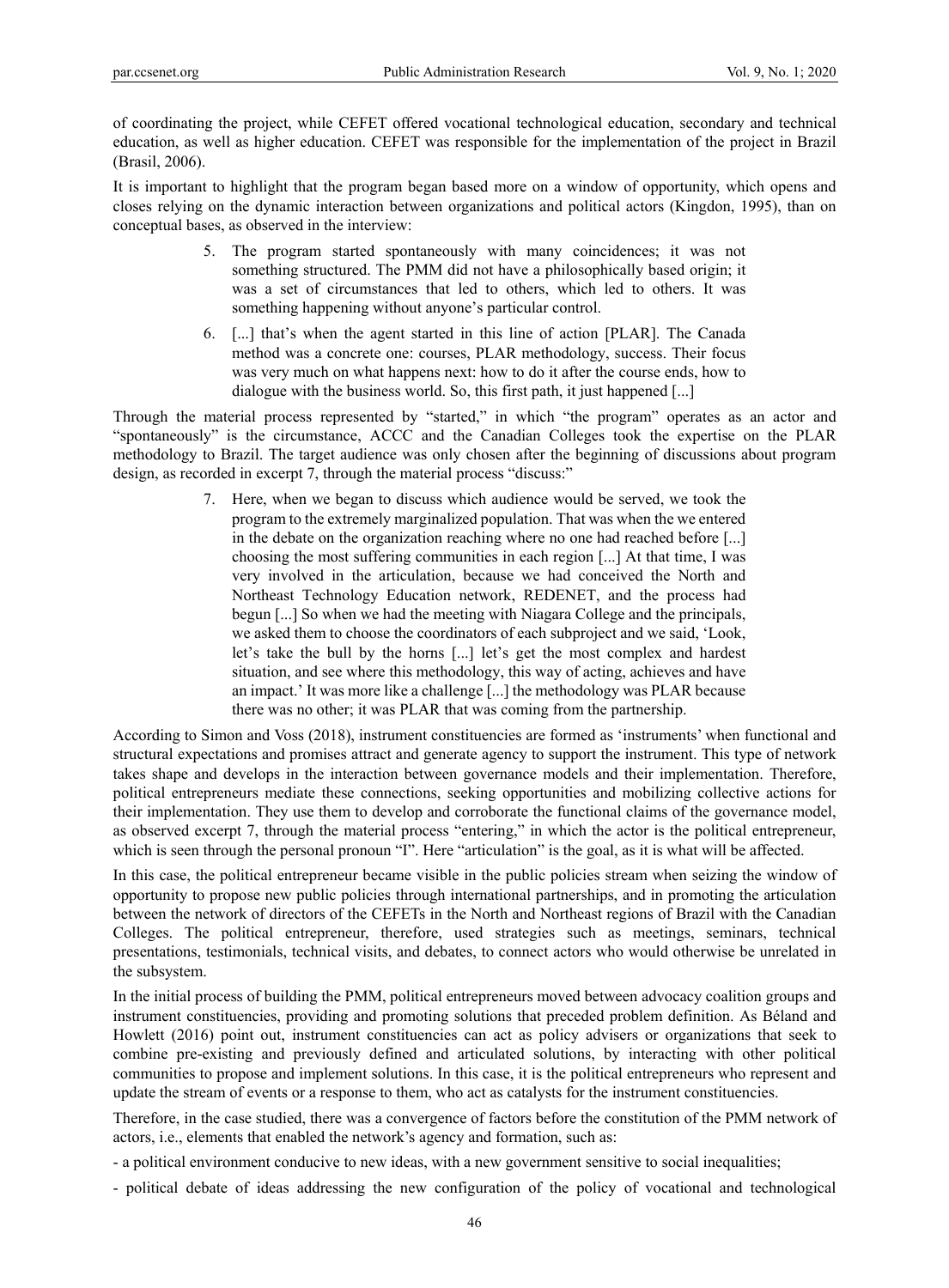of coordinating the project, while CEFET offered vocational technological education, secondary and technical education, as well as higher education. CEFET was responsible for the implementation of the project in Brazil (Brasil, 2006).

It is important to highlight that the program began based more on a window of opportunity, which opens and closes relying on the dynamic interaction between organizations and political actors (Kingdon, 1995), than on conceptual bases, as observed in the interview:

> 5. The program started spontaneously with many coincidences; it was not something structured. The PMM did not have a philosophically based origin; it was a set of circumstances that led to others, which led to others. It was something happening without anyone's particular control.
>
> 6. [...] that's when the agent started in this line of action [PLAR]. The Canada method was a concrete one: courses, PLAR methodology, success. Their focus was very much on what happens next: how to do it after the course ends, how to dialogue with the business world. So, this first path, it just happened [...]

Through the material process represented by "started," in which "the program" operates as an actor and "spontaneously" is the circumstance, ACCC and the Canadian Colleges took the expertise on the PLAR methodology to Brazil. The target audience was only chosen after the beginning of discussions about program design, as recorded in excerpt 7, through the material process "discuss:"

> 7. Here, when we began to discuss which audience would be served, we took the program to the extremely marginalized population. That was when the we entered in the debate on the organization reaching where no one had reached before [...] choosing the most suffering communities in each region [...] At that time, I was very involved in the articulation, because we had conceived the North and Northeast Technology Education network, REDENET, and the process had begun [...] So when we had the meeting with Niagara College and the principals, we asked them to choose the coordinators of each subproject and we said, 'Look, let's take the bull by the horns [...] let's get the most complex and hardest situation, and see where this methodology, this way of acting, achieves and have an impact.' It was more like a challenge [...] the methodology was PLAR because there was no other; it was PLAR that was coming from the partnership.

According to Simon and Voss (2018), instrument constituencies are formed as 'instruments' when functional and structural expectations and promises attract and generate agency to support the instrument. This type of network takes shape and develops in the interaction between governance models and their implementation. Therefore, political entrepreneurs mediate these connections, seeking opportunities and mobilizing collective actions for their implementation. They use them to develop and corroborate the functional claims of the governance model, as observed excerpt 7, through the material process "entering," in which the actor is the political entrepreneur, which is seen through the personal pronoun "I". Here "articulation" is the goal, as it is what will be affected.

In this case, the political entrepreneur became visible in the public policies stream when seizing the window of opportunity to propose new public policies through international partnerships, and in promoting the articulation between the network of directors of the CEFETs in the North and Northeast regions of Brazil with the Canadian Colleges. The political entrepreneur, therefore, used strategies such as meetings, seminars, technical presentations, testimonials, technical visits, and debates, to connect actors who would otherwise be unrelated in the subsystem.

In the initial process of building the PMM, political entrepreneurs moved between advocacy coalition groups and instrument constituencies, providing and promoting solutions that preceded problem definition. As Béland and Howlett (2016) point out, instrument constituencies can act as policy advisers or organizations that seek to combine pre-existing and previously defined and articulated solutions, by interacting with other political communities to propose and implement solutions. In this case, it is the political entrepreneurs who represent and update the stream of events or a response to them, who act as catalysts for the instrument constituencies.

Therefore, in the case studied, there was a convergence of factors before the constitution of the PMM network of actors, i.e., elements that enabled the network's agency and formation, such as:

- a political environment conducive to new ideas, with a new government sensitive to social inequalities;
- political debate of ideas addressing the new configuration of the policy of vocational and technological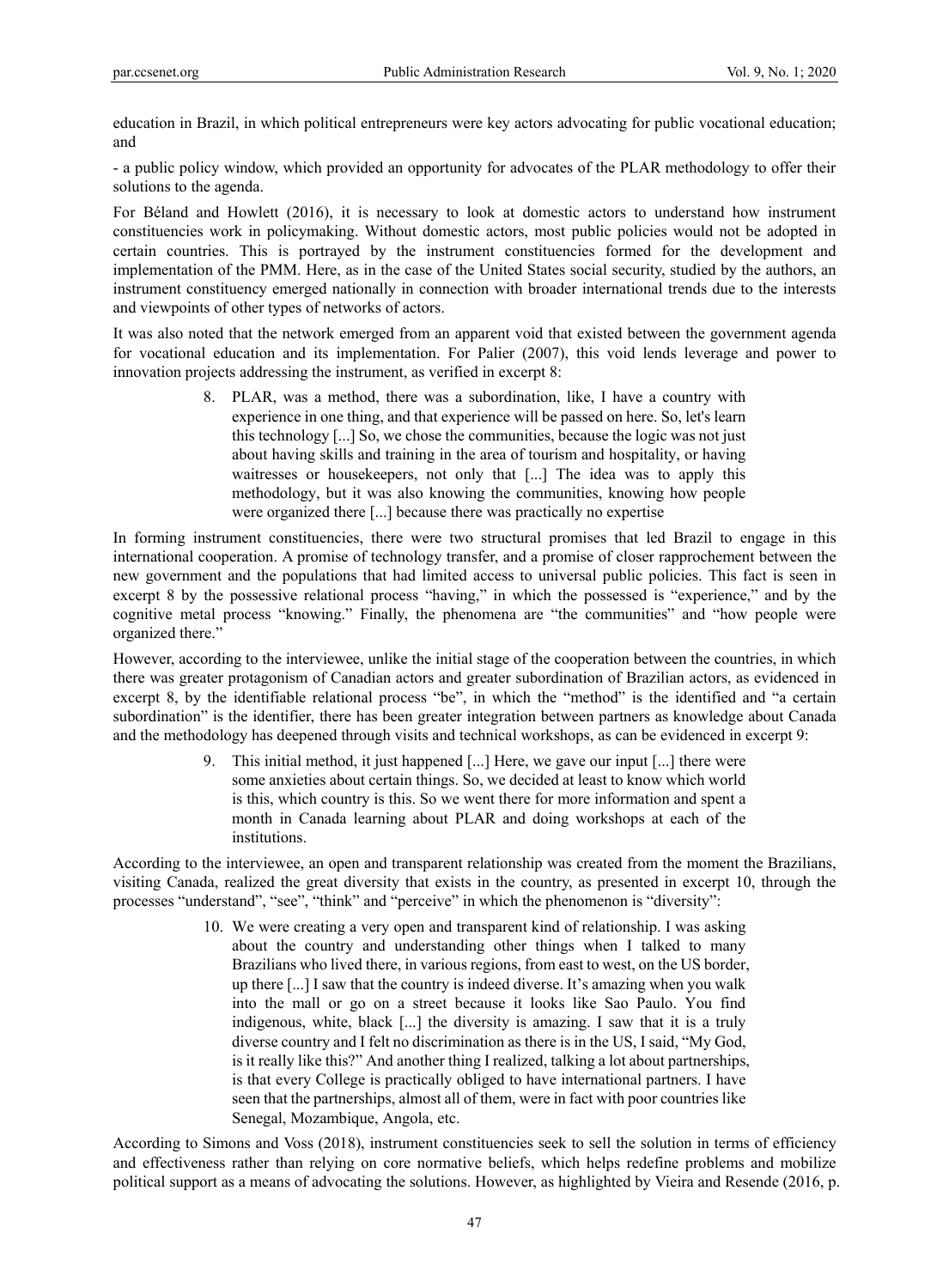education in Brazil, in which political entrepreneurs were key actors advocating for public vocational education; and

- a public policy window, which provided an opportunity for advocates of the PLAR methodology to offer their solutions to the agenda.

For Béland and Howlett (2016), it is necessary to look at domestic actors to understand how instrument constituencies work in policymaking. Without domestic actors, most public policies would not be adopted in certain countries. This is portrayed by the instrument constituencies formed for the development and implementation of the PMM. Here, as in the case of the United States social security, studied by the authors, an instrument constituency emerged nationally in connection with broader international trends due to the interests and viewpoints of other types of networks of actors.

It was also noted that the network emerged from an apparent void that existed between the government agenda for vocational education and its implementation. For Palier (2007), this void lends leverage and power to innovation projects addressing the instrument, as verified in excerpt 8:

> 8. PLAR, was a method, there was a subordination, like, I have a country with experience in one thing, and that experience will be passed on here. So, let's learn this technology [...] So, we chose the communities, because the logic was not just about having skills and training in the area of tourism and hospitality, or having waitresses or housekeepers, not only that [...] The idea was to apply this methodology, but it was also knowing the communities, knowing how people were organized there [...] because there was practically no expertise

In forming instrument constituencies, there were two structural promises that led Brazil to engage in this international cooperation. A promise of technology transfer, and a promise of closer rapprochement between the new government and the populations that had limited access to universal public policies. This fact is seen in excerpt 8 by the possessive relational process "having," in which the possessed is "experience," and by the cognitive metal process "knowing." Finally, the phenomena are "the communities" and "how people were organized there."

However, according to the interviewee, unlike the initial stage of the cooperation between the countries, in which there was greater protagonism of Canadian actors and greater subordination of Brazilian actors, as evidenced in excerpt 8, by the identifiable relational process "be", in which the "method" is the identified and "a certain subordination" is the identifier, there has been greater integration between partners as knowledge about Canada and the methodology has deepened through visits and technical workshops, as can be evidenced in excerpt 9:

> 9. This initial method, it just happened [...] Here, we gave our input [...] there were some anxieties about certain things. So, we decided at least to know which world is this, which country is this. So we went there for more information and spent a month in Canada learning about PLAR and doing workshops at each of the institutions.

According to the interviewee, an open and transparent relationship was created from the moment the Brazilians, visiting Canada, realized the great diversity that exists in the country, as presented in excerpt 10, through the processes "understand", "see", "think" and "perceive" in which the phenomenon is "diversity":

> 10. We were creating a very open and transparent kind of relationship. I was asking about the country and understanding other things when I talked to many Brazilians who lived there, in various regions, from east to west, on the US border, up there [...] I saw that the country is indeed diverse. It's amazing when you walk into the mall or go on a street because it looks like Sao Paulo. You find indigenous, white, black [...] the diversity is amazing. I saw that it is a truly diverse country and I felt no discrimination as there is in the US, I said, "My God, is it really like this?" And another thing I realized, talking a lot about partnerships, is that every College is practically obliged to have international partners. I have seen that the partnerships, almost all of them, were in fact with poor countries like Senegal, Mozambique, Angola, etc.

According to Simons and Voss (2018), instrument constituencies seek to sell the solution in terms of efficiency and effectiveness rather than relying on core normative beliefs, which helps redefine problems and mobilize political support as a means of advocating the solutions. However, as highlighted by Vieira and Resende (2016, p.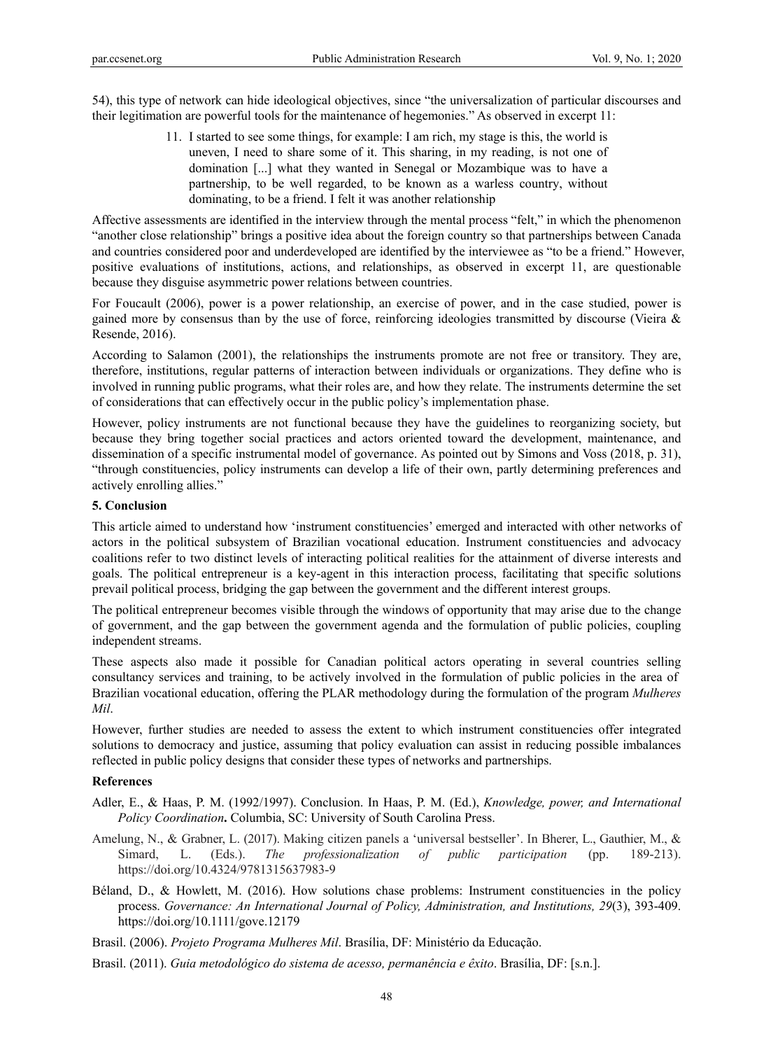54), this type of network can hide ideological objectives, since "the universalization of particular discourses and their legitimation are powerful tools for the maintenance of hegemonies." As observed in excerpt 11:

> 11. I started to see some things, for example: I am rich, my stage is this, the world is uneven, I need to share some of it. This sharing, in my reading, is not one of domination [...] what they wanted in Senegal or Mozambique was to have a partnership, to be well regarded, to be known as a warless country, without dominating, to be a friend. I felt it was another relationship

Affective assessments are identified in the interview through the mental process "felt," in which the phenomenon "another close relationship" brings a positive idea about the foreign country so that partnerships between Canada and countries considered poor and underdeveloped are identified by the interviewee as "to be a friend." However, positive evaluations of institutions, actions, and relationships, as observed in excerpt 11, are questionable because they disguise asymmetric power relations between countries.

For Foucault (2006), power is a power relationship, an exercise of power, and in the case studied, power is gained more by consensus than by the use of force, reinforcing ideologies transmitted by discourse (Vieira & Resende, 2016).

According to Salamon (2001), the relationships the instruments promote are not free or transitory. They are, therefore, institutions, regular patterns of interaction between individuals or organizations. They define who is involved in running public programs, what their roles are, and how they relate. The instruments determine the set of considerations that can effectively occur in the public policy's implementation phase.

However, policy instruments are not functional because they have the guidelines to reorganizing society, but because they bring together social practices and actors oriented toward the development, maintenance, and dissemination of a specific instrumental model of governance. As pointed out by Simons and Voss (2018, p. 31), "through constituencies, policy instruments can develop a life of their own, partly determining preferences and actively enrolling allies."

## 5. Conclusion

This article aimed to understand how 'instrument constituencies' emerged and interacted with other networks of actors in the political subsystem of Brazilian vocational education. Instrument constituencies and advocacy coalitions refer to two distinct levels of interacting political realities for the attainment of diverse interests and goals. The political entrepreneur is a key-agent in this interaction process, facilitating that specific solutions prevail political process, bridging the gap between the government and the different interest groups.

The political entrepreneur becomes visible through the windows of opportunity that may arise due to the change of government, and the gap between the government agenda and the formulation of public policies, coupling independent streams.

These aspects also made it possible for Canadian political actors operating in several countries selling consultancy services and training, to be actively involved in the formulation of public policies in the area of Brazilian vocational education, offering the PLAR methodology during the formulation of the program *Mulheres Mil*.

However, further studies are needed to assess the extent to which instrument constituencies offer integrated solutions to democracy and justice, assuming that policy evaluation can assist in reducing possible imbalances reflected in public policy designs that consider these types of networks and partnerships.

## References

Adler, E., & Haas, P. M. (1992/1997). Conclusion. In Haas, P. M. (Ed.), *Knowledge, power, and International Policy Coordination***.** Columbia, SC: University of South Carolina Press.

Amelung, N., & Grabner, L. (2017). Making citizen panels a 'universal bestseller'. In Bherer, L., Gauthier, M., & Simard, L. (Eds.). *The professionalization of public participation* (pp. 189-213). https://doi.org/10.4324/9781315637983-9

Béland, D., & Howlett, M. (2016). How solutions chase problems: Instrument constituencies in the policy process. *Governance: An International Journal of Policy, Administration, and Institutions, 29*(3), 393-409. https://doi.org/10.1111/gove.12179

Brasil. (2006). *Projeto Programa Mulheres Mil*. Brasília, DF: Ministério da Educação.

Brasil. (2011). *Guia metodológico do sistema de acesso, permanência e êxito*. Brasília, DF: [s.n.].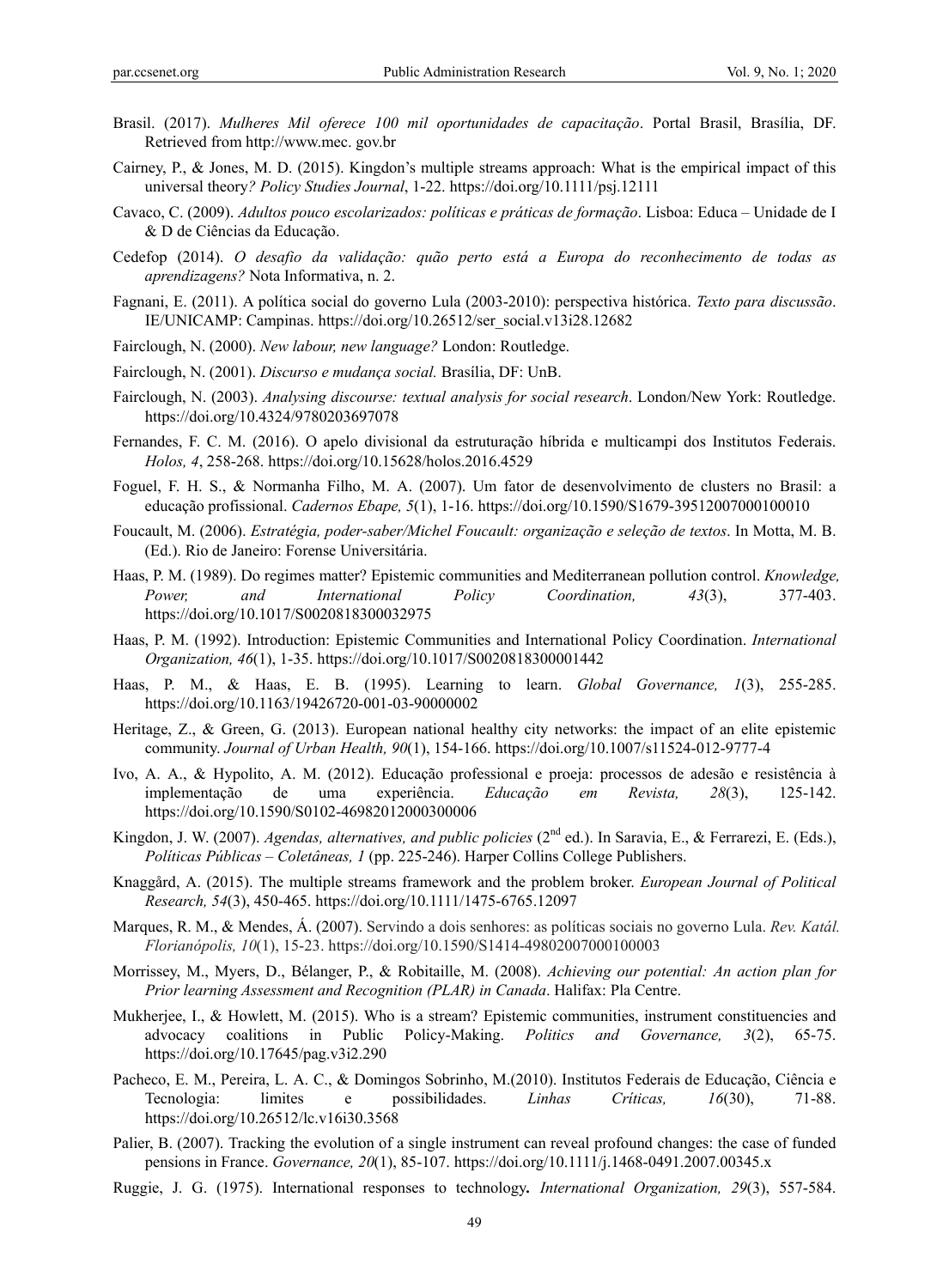Brasil. (2017). *Mulheres Mil oferece 100 mil oportunidades de capacitação*. Portal Brasil, Brasília, DF. Retrieved from http://www.mec. gov.br

Cairney, P., & Jones, M. D. (2015). Kingdon's multiple streams approach: What is the empirical impact of this universal theory*? Policy Studies Journal*, 1-22. https://doi.org/10.1111/psj.12111

Cavaco, C. (2009). *Adultos pouco escolarizados: políticas e práticas de formação*. Lisboa: Educa – Unidade de I & D de Ciências da Educação.

Cedefop (2014). *O desafio da validação: quão perto está a Europa do reconhecimento de todas as aprendizagens?* Nota Informativa, n. 2.

Fagnani, E. (2011). A política social do governo Lula (2003-2010): perspectiva histórica. *Texto para discussão*. IE/UNICAMP: Campinas. https://doi.org/10.26512/ser_social.v13i28.12682

Fairclough, N. (2000). *New labour, new language?* London: Routledge.

Fairclough, N. (2001). *Discurso e mudança social.* Brasília, DF: UnB.

Fairclough, N. (2003). *Analysing discourse: textual analysis for social research*. London/New York: Routledge. https://doi.org/10.4324/9780203697078

Fernandes, F. C. M. (2016). O apelo divisional da estruturação híbrida e multicampi dos Institutos Federais. *Holos, 4*, 258-268. https://doi.org/10.15628/holos.2016.4529

Foguel, F. H. S., & Normanha Filho, M. A. (2007). Um fator de desenvolvimento de clusters no Brasil: a educação profissional. *Cadernos Ebape, 5*(1), 1-16. https://doi.org/10.1590/S1679-39512007000100010

Foucault, M. (2006). *Estratégia, poder-saber/Michel Foucault: organização e seleção de textos*. In Motta, M. B. (Ed.). Rio de Janeiro: Forense Universitária.

Haas, P. M. (1989). Do regimes matter? Epistemic communities and Mediterranean pollution control. *Knowledge, Power, and International Policy Coordination, 43*(3), 377-403. https://doi.org/10.1017/S0020818300032975

Haas, P. M. (1992). Introduction: Epistemic Communities and International Policy Coordination. *International Organization, 46*(1), 1-35. https://doi.org/10.1017/S0020818300001442

Haas, P. M., & Haas, E. B. (1995). Learning to learn. *Global Governance, 1*(3), 255-285. https://doi.org/10.1163/19426720-001-03-90000002

Heritage, Z., & Green, G. (2013). European national healthy city networks: the impact of an elite epistemic community. *Journal of Urban Health, 90*(1), 154-166. https://doi.org/10.1007/s11524-012-9777-4

Ivo, A. A., & Hypolito, A. M. (2012). Educação professional e proeja: processos de adesão e resistência à implementação de uma experiência. *Educação em Revista, 28*(3), 125-142. https://doi.org/10.1590/S0102-46982012000300006

Kingdon, J. W. (2007). *Agendas, alternatives, and public policies* (2nd ed.). In Saravia, E., & Ferrarezi, E. (Eds.), *Políticas Públicas – Coletâneas, 1* (pp. 225-246). Harper Collins College Publishers.

Knaggård, A. (2015). The multiple streams framework and the problem broker. *European Journal of Political Research, 54*(3), 450-465. https://doi.org/10.1111/1475-6765.12097

Marques, R. M., & Mendes, Á. (2007). Servindo a dois senhores: as políticas sociais no governo Lula. *Rev. Katál. Florianópolis, 10*(1), 15-23. https://doi.org/10.1590/S1414-49802007000100003

Morrissey, M., Myers, D., Bélanger, P., & Robitaille, M. (2008). *Achieving our potential: An action plan for Prior learning Assessment and Recognition (PLAR) in Canada*. Halifax: Pla Centre.

Mukherjee, I., & Howlett, M. (2015). Who is a stream? Epistemic communities, instrument constituencies and advocacy coalitions in Public Policy-Making. *Politics and Governance, 3*(2), 65-75. https://doi.org/10.17645/pag.v3i2.290

Pacheco, E. M., Pereira, L. A. C., & Domingos Sobrinho, M.(2010). Institutos Federais de Educação, Ciência e Tecnologia: limites e possibilidades. *Linhas Críticas, 16*(30), 71-88. https://doi.org/10.26512/lc.v16i30.3568

Palier, B. (2007). Tracking the evolution of a single instrument can reveal profound changes: the case of funded pensions in France. *Governance, 20*(1), 85-107. https://doi.org/10.1111/j.1468-0491.2007.00345.x

Ruggie, J. G. (1975). International responses to technology**.** *International Organization, 29*(3), 557-584.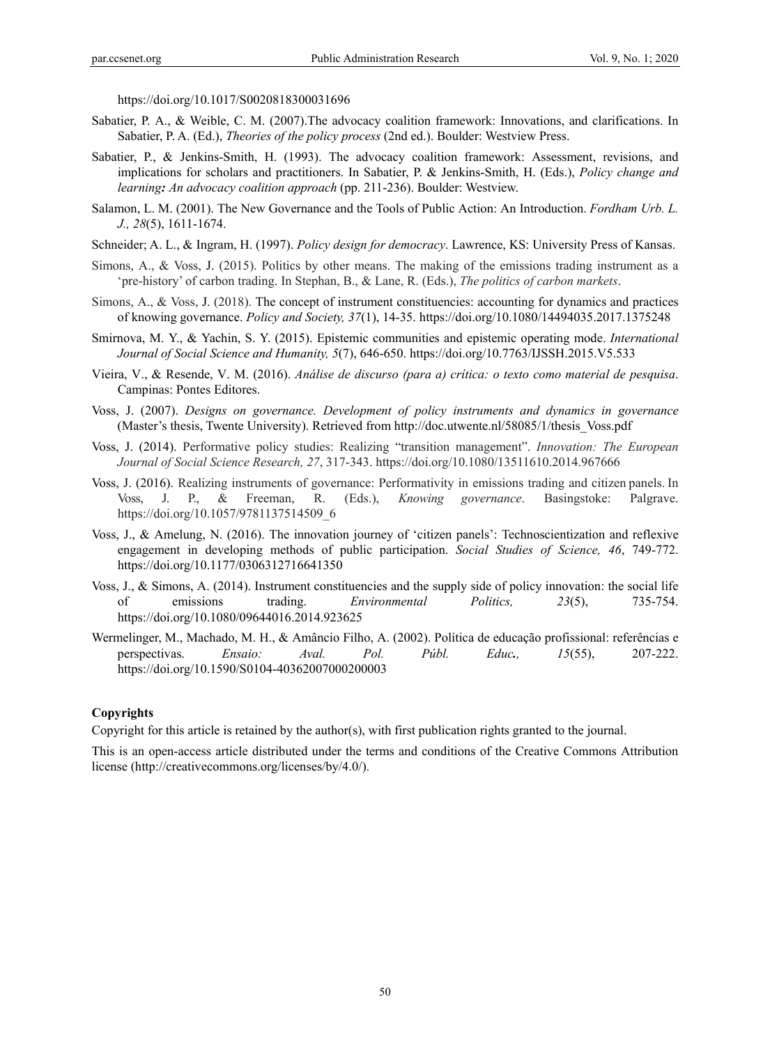https://doi.org/10.1017/S0020818300031696

Sabatier, P. A., & Weible, C. M. (2007).The advocacy coalition framework: Innovations, and clarifications. In Sabatier, P. A. (Ed.), *Theories of the policy process* (2nd ed.). Boulder: Westview Press.

Sabatier, P., & Jenkins-Smith, H. (1993). The advocacy coalition framework: Assessment, revisions, and implications for scholars and practitioners. In Sabatier, P. & Jenkins-Smith, H. (Eds.), *Policy change and learning: An advocacy coalition approach* (pp. 211-236). Boulder: Westview.

Salamon, L. M. (2001). The New Governance and the Tools of Public Action: An Introduction. *Fordham Urb. L. J., 28*(5), 1611-1674.

Schneider; A. L., & Ingram, H. (1997). *Policy design for democracy*. Lawrence, KS: University Press of Kansas.

Simons, A., & Voss, J. (2015). Politics by other means. The making of the emissions trading instrument as a 'pre-history' of carbon trading. In Stephan, B., & Lane, R. (Eds.), *The politics of carbon markets*.

Simons, A., & Voss, J. (2018). The concept of instrument constituencies: accounting for dynamics and practices of knowing governance. *Policy and Society, 37*(1), 14-35. https://doi.org/10.1080/14494035.2017.1375248

Smirnova, M. Y., & Yachin, S. Y. (2015). Epistemic communities and epistemic operating mode. *International Journal of Social Science and Humanity, 5*(7), 646-650. https://doi.org/10.7763/IJSSH.2015.V5.533

Vieira, V., & Resende, V. M. (2016). *Análise de discurso (para a) crítica: o texto como material de pesquisa*. Campinas: Pontes Editores.

Voss, J. (2007). *Designs on governance. Development of policy instruments and dynamics in governance* (Master's thesis, Twente University). Retrieved from http://doc.utwente.nl/58085/1/thesis_Voss.pdf

Voss, J. (2014). Performative policy studies: Realizing "transition management". *Innovation: The European Journal of Social Science Research, 27*, 317-343. https://doi.org/10.1080/13511610.2014.967666

Voss, J. (2016). Realizing instruments of governance: Performativity in emissions trading and citizen panels. In Voss, J. P., & Freeman, R. (Eds.), *Knowing governance*. Basingstoke: Palgrave. https://doi.org/10.1057/9781137514509_6

Voss, J., & Amelung, N. (2016). The innovation journey of 'citizen panels': Technoscientization and reflexive engagement in developing methods of public participation. *Social Studies of Science, 46*, 749-772. https://doi.org/10.1177/0306312716641350

Voss, J., & Simons, A. (2014). Instrument constituencies and the supply side of policy innovation: the social life of emissions trading. *Environmental Politics, 23*(5), 735-754. https://doi.org/10.1080/09644016.2014.923625

Wermelinger, M., Machado, M. H., & Amâncio Filho, A. (2002). Política de educação profissional: referências e perspectivas. *Ensaio: Aval. Pol. Públ. Educ., 15*(55), 207-222. https://doi.org/10.1590/S0104-40362007000200003

**Copyrights**

Copyright for this article is retained by the author(s), with first publication rights granted to the journal.

This is an open-access article distributed under the terms and conditions of the Creative Commons Attribution license (http://creativecommons.org/licenses/by/4.0/).